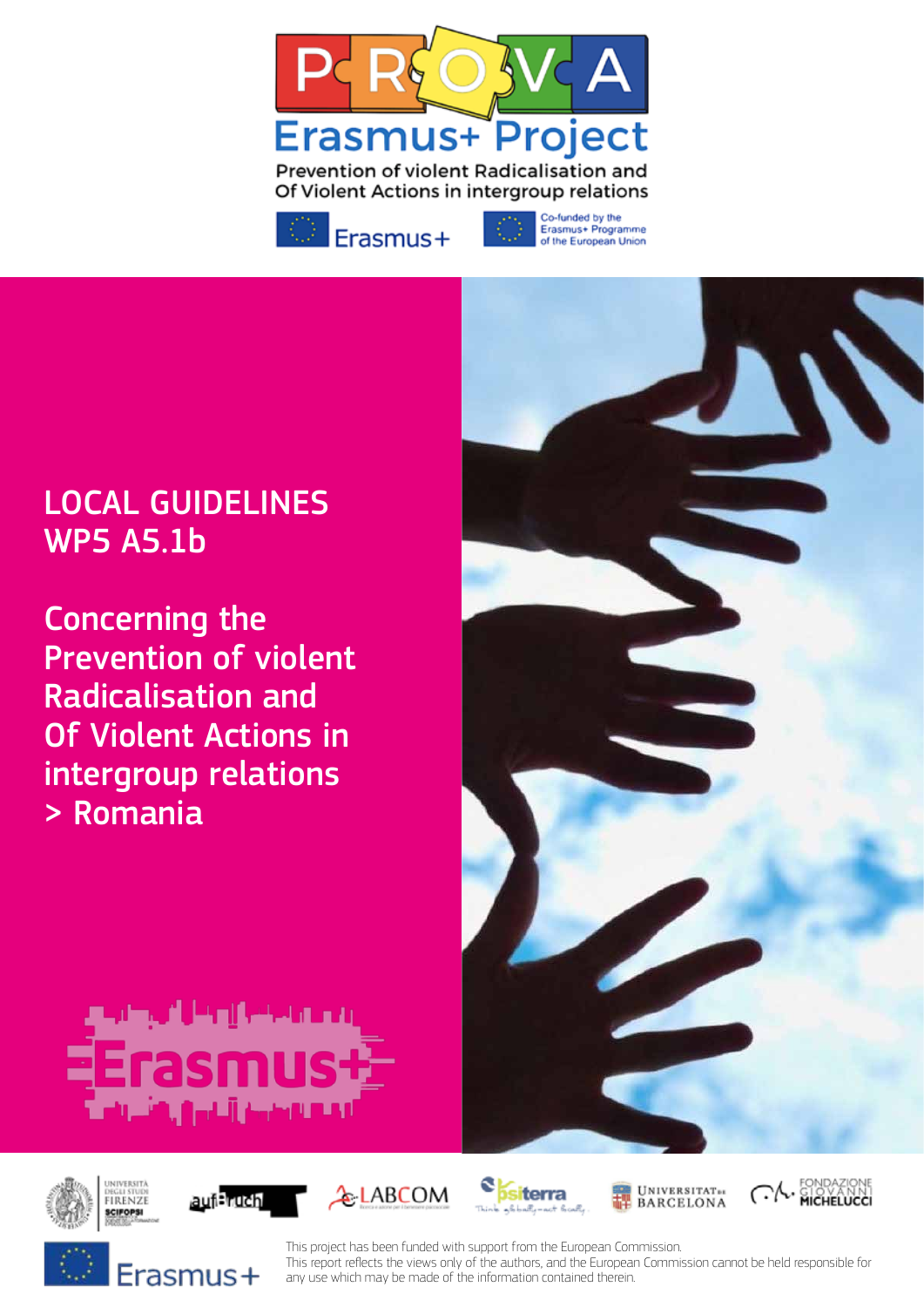# PROVA Erasmus+ Project

Prevention of violent Radicalisation and Of Violent Actions in intergroup relations

Erasmus+

Co-funded by the Erasmus+ Programme of the European Union

## LOCAL GUIDELINES WP5 A5.1b

## Concerning the Prevention of violent Radicalisation and Of Violent Actions in intergroup relations > Romania

Erasmus+

This project has been funded with support from the European Commission.
This report reflects the views only of the authors, and the European Commission cannot be held responsible for any use which may be made of the information contained therein.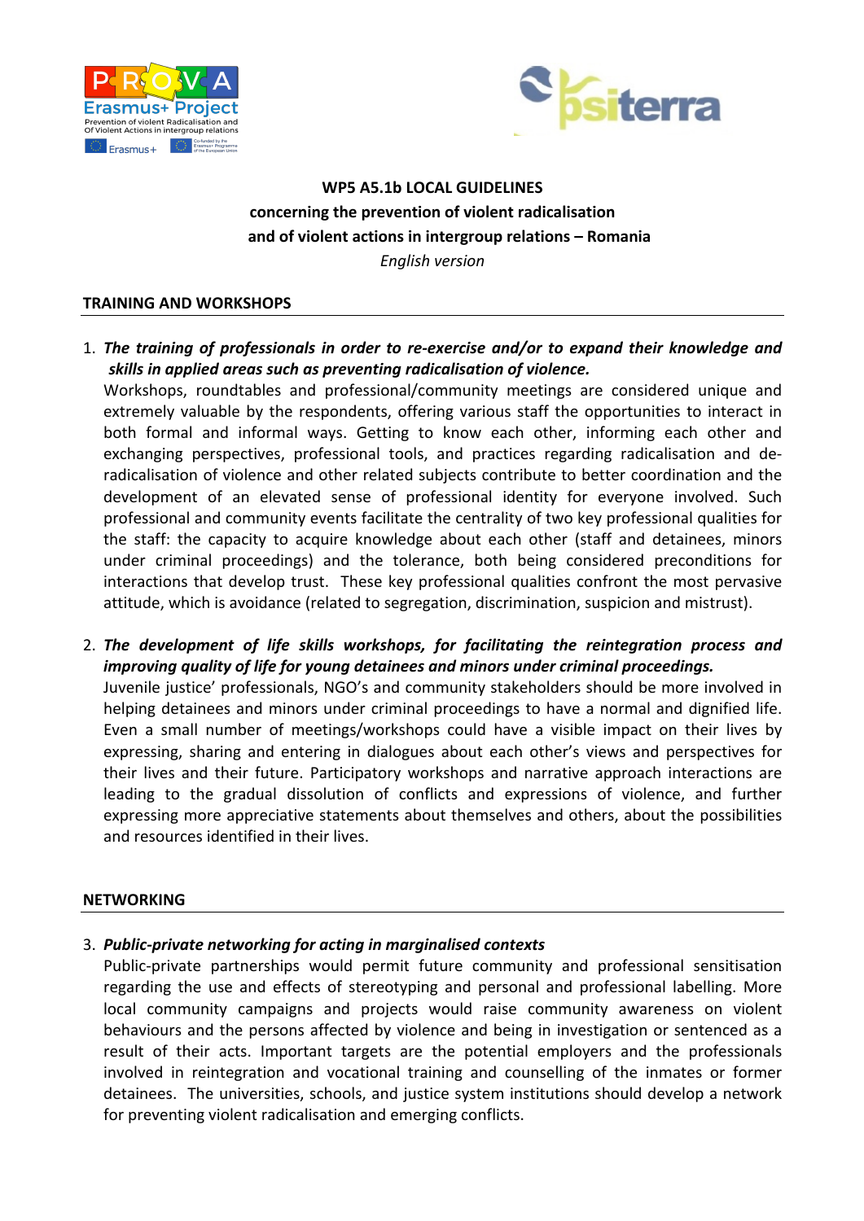**WP5 A5.1b LOCAL GUIDELINES**
**concerning the prevention of violent radicalisation**
**and of violent actions in intergroup relations – Romania**
*English version*

## TRAINING AND WORKSHOPS

1. ***The training of professionals in order to re-exercise and/or to expand their knowledge and skills in applied areas such as preventing radicalisation of violence.***
   Workshops, roundtables and professional/community meetings are considered unique and extremely valuable by the respondents, offering various staff the opportunities to interact in both formal and informal ways. Getting to know each other, informing each other and exchanging perspectives, professional tools, and practices regarding radicalisation and de-radicalisation of violence and other related subjects contribute to better coordination and the development of an elevated sense of professional identity for everyone involved. Such professional and community events facilitate the centrality of two key professional qualities for the staff: the capacity to acquire knowledge about each other (staff and detainees, minors under criminal proceedings) and the tolerance, both being considered preconditions for interactions that develop trust. These key professional qualities confront the most pervasive attitude, which is avoidance (related to segregation, discrimination, suspicion and mistrust).

2. ***The development of life skills workshops, for facilitating the reintegration process and improving quality of life for young detainees and minors under criminal proceedings.***
   Juvenile justice' professionals, NGO's and community stakeholders should be more involved in helping detainees and minors under criminal proceedings to have a normal and dignified life. Even a small number of meetings/workshops could have a visible impact on their lives by expressing, sharing and entering in dialogues about each other's views and perspectives for their lives and their future. Participatory workshops and narrative approach interactions are leading to the gradual dissolution of conflicts and expressions of violence, and further expressing more appreciative statements about themselves and others, about the possibilities and resources identified in their lives.

## NETWORKING

3. ***Public-private networking for acting in marginalised contexts***
   Public-private partnerships would permit future community and professional sensitisation regarding the use and effects of stereotyping and personal and professional labelling. More local community campaigns and projects would raise community awareness on violent behaviours and the persons affected by violence and being in investigation or sentenced as a result of their acts. Important targets are the potential employers and the professionals involved in reintegration and vocational training and counselling of the inmates or former detainees. The universities, schools, and justice system institutions should develop a network for preventing violent radicalisation and emerging conflicts.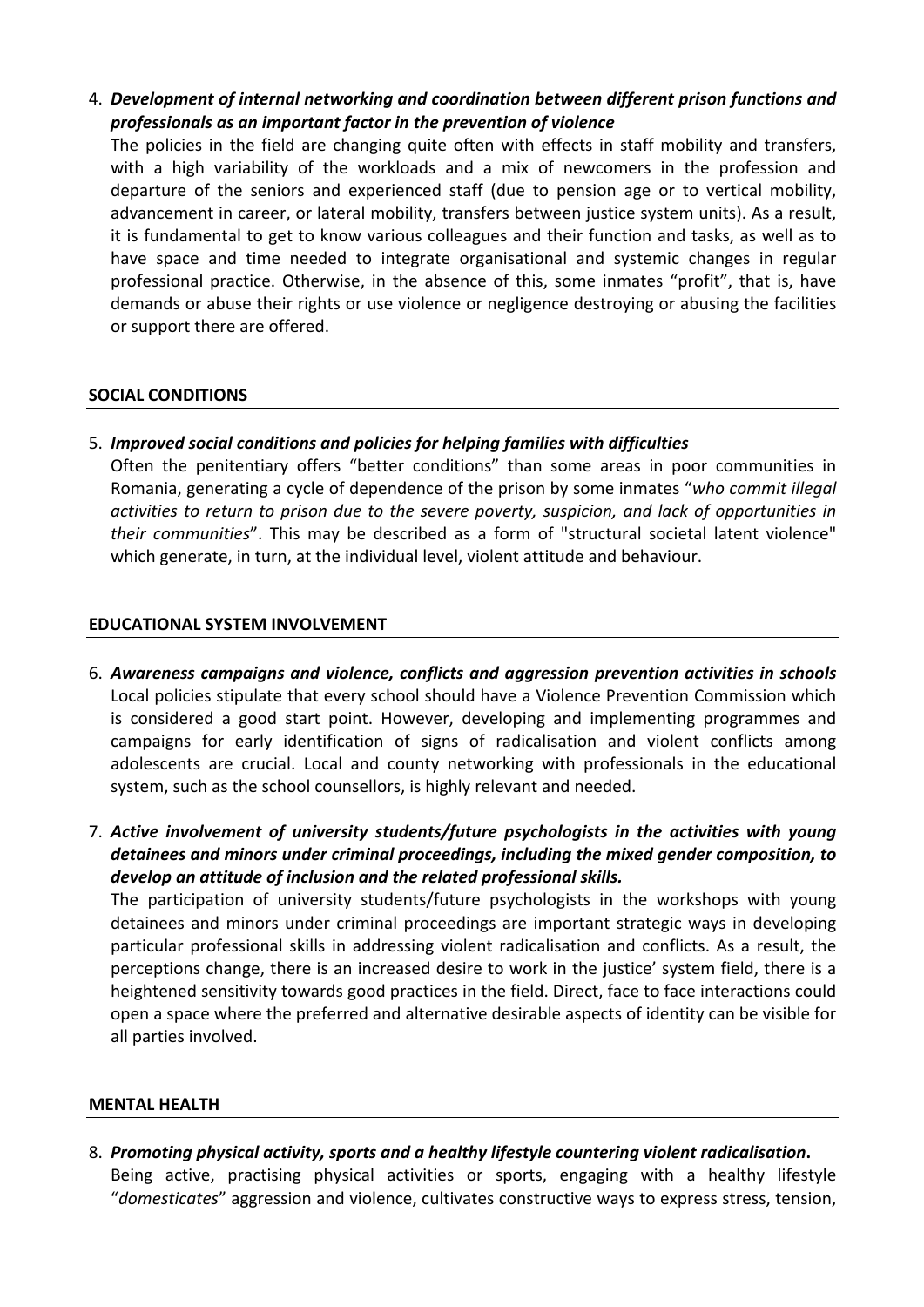4. ***Development of internal networking and coordination between different prison functions and professionals as an important factor in the prevention of violence***
   The policies in the field are changing quite often with effects in staff mobility and transfers, with a high variability of the workloads and a mix of newcomers in the profession and departure of the seniors and experienced staff (due to pension age or to vertical mobility, advancement in career, or lateral mobility, transfers between justice system units). As a result, it is fundamental to get to know various colleagues and their function and tasks, as well as to have space and time needed to integrate organisational and systemic changes in regular professional practice. Otherwise, in the absence of this, some inmates "profit", that is, have demands or abuse their rights or use violence or negligence destroying or abusing the facilities or support there are offered.

## SOCIAL CONDITIONS

5. ***Improved social conditions and policies for helping families with difficulties***
   Often the penitentiary offers "better conditions" than some areas in poor communities in Romania, generating a cycle of dependence of the prison by some inmates "*who commit illegal activities to return to prison due to the severe poverty, suspicion, and lack of opportunities in their communities*". This may be described as a form of "structural societal latent violence" which generate, in turn, at the individual level, violent attitude and behaviour.

## EDUCATIONAL SYSTEM INVOLVEMENT

6. ***Awareness campaigns and violence, conflicts and aggression prevention activities in schools***
   Local policies stipulate that every school should have a Violence Prevention Commission which is considered a good start point. However, developing and implementing programmes and campaigns for early identification of signs of radicalisation and violent conflicts among adolescents are crucial. Local and county networking with professionals in the educational system, such as the school counsellors, is highly relevant and needed.

7. ***Active involvement of university students/future psychologists in the activities with young detainees and minors under criminal proceedings, including the mixed gender composition, to develop an attitude of inclusion and the related professional skills.***
   The participation of university students/future psychologists in the workshops with young detainees and minors under criminal proceedings are important strategic ways in developing particular professional skills in addressing violent radicalisation and conflicts. As a result, the perceptions change, there is an increased desire to work in the justice' system field, there is a heightened sensitivity towards good practices in the field. Direct, face to face interactions could open a space where the preferred and alternative desirable aspects of identity can be visible for all parties involved.

## MENTAL HEALTH

8. ***Promoting physical activity, sports and a healthy lifestyle countering violent radicalisation*.**
   Being active, practising physical activities or sports, engaging with a healthy lifestyle "*domesticates*" aggression and violence, cultivates constructive ways to express stress, tension,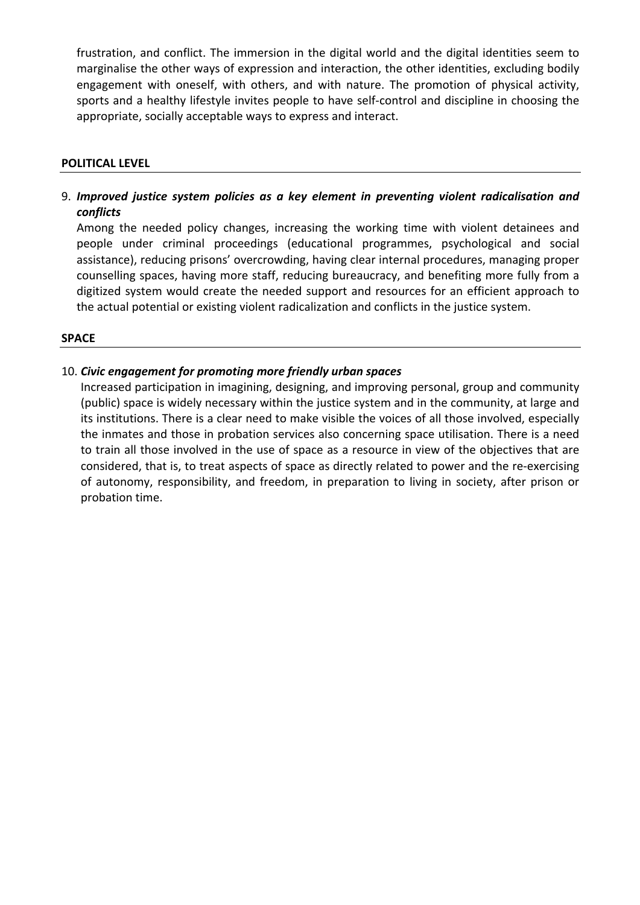frustration, and conflict. The immersion in the digital world and the digital identities seem to marginalise the other ways of expression and interaction, the other identities, excluding bodily engagement with oneself, with others, and with nature. The promotion of physical activity, sports and a healthy lifestyle invites people to have self-control and discipline in choosing the appropriate, socially acceptable ways to express and interact.

## POLITICAL LEVEL

9. ***Improved justice system policies as a key element in preventing violent radicalisation and conflicts***
   Among the needed policy changes, increasing the working time with violent detainees and people under criminal proceedings (educational programmes, psychological and social assistance), reducing prisons' overcrowding, having clear internal procedures, managing proper counselling spaces, having more staff, reducing bureaucracy, and benefiting more fully from a digitized system would create the needed support and resources for an efficient approach to the actual potential or existing violent radicalization and conflicts in the justice system.

## SPACE

10. ***Civic engagement for promoting more friendly urban spaces***
    Increased participation in imagining, designing, and improving personal, group and community (public) space is widely necessary within the justice system and in the community, at large and its institutions. There is a clear need to make visible the voices of all those involved, especially the inmates and those in probation services also concerning space utilisation. There is a need to train all those involved in the use of space as a resource in view of the objectives that are considered, that is, to treat aspects of space as directly related to power and the re-exercising of autonomy, responsibility, and freedom, in preparation to living in society, after prison or probation time.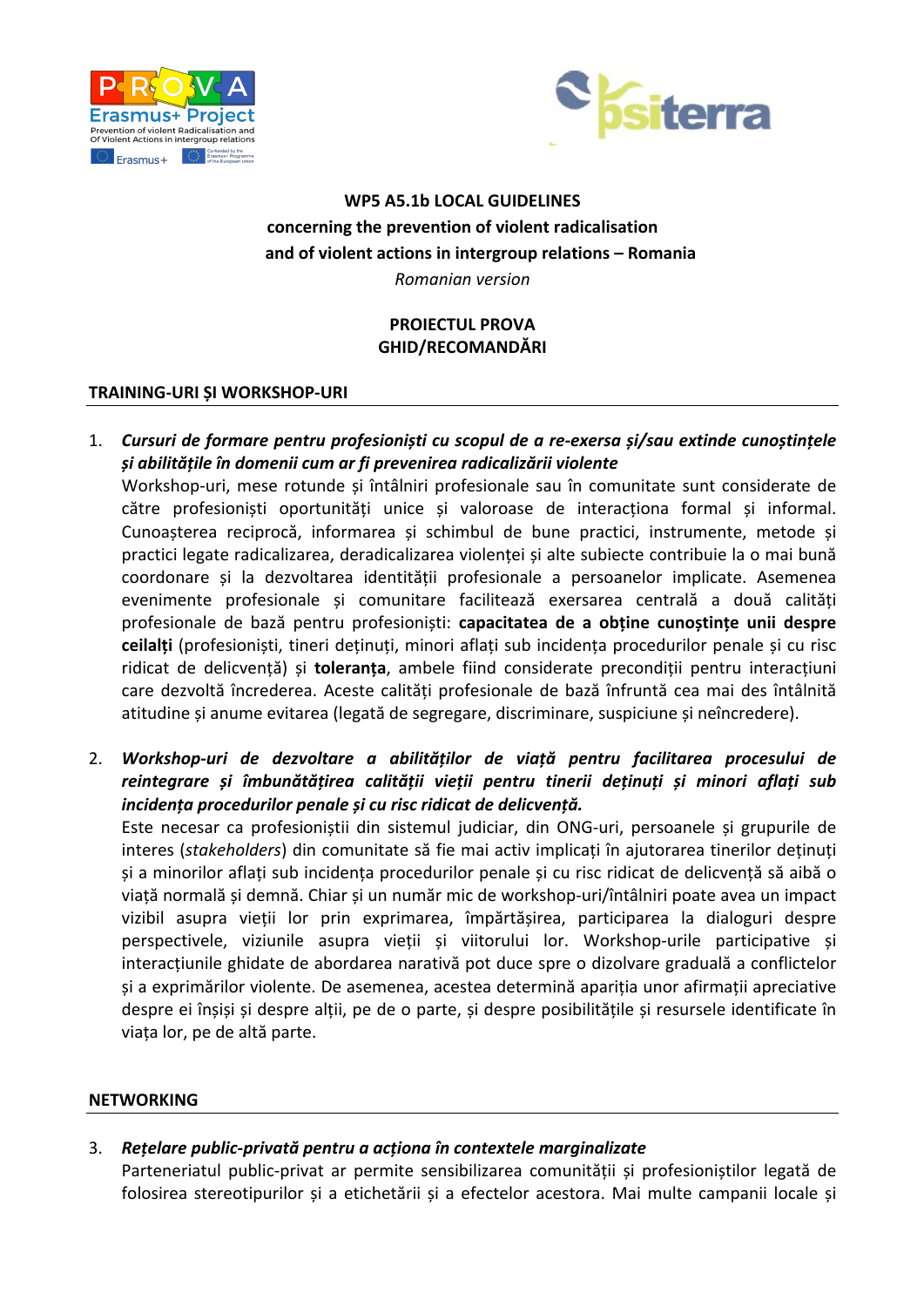**WP5 A5.1b LOCAL GUIDELINES**
**concerning the prevention of violent radicalisation**
**and of violent actions in intergroup relations – Romania**
*Romanian version*

**PROIECTUL PROVA**
**GHID/RECOMANDĂRI**

## TRAINING-URI ȘI WORKSHOP-URI

1. ***Cursuri de formare pentru profesioniști cu scopul de a re-exersa și/sau extinde cunoștințele și abilitățile în domenii cum ar fi prevenirea radicalizării violente***
   Workshop-uri, mese rotunde și întâlniri profesionale sau în comunitate sunt considerate de către profesioniști oportunități unice și valoroase de interacționa formal și informal. Cunoașterea reciprocă, informarea și schimbul de bune practici, instrumente, metode și practici legate radicalizarea, deradicalizarea violenței și alte subiecte contribuie la o mai bună coordonare și la dezvoltarea identității profesionale a persoanelor implicate. Asemenea evenimente profesionale și comunitare facilitează exersarea centrală a două calități profesionale de bază pentru profesioniști: **capacitatea de a obține cunoștințe unii despre ceilalți** (profesioniști, tineri deținuți, minori aflați sub incidența procedurilor penale și cu risc ridicat de delicvență) și **toleranța**, ambele fiind considerate precondiții pentru interacțiuni care dezvoltă încrederea. Aceste calități profesionale de bază înfruntă cea mai des întâlnită atitudine și anume evitarea (legată de segregare, discriminare, suspiciune și neîncredere).

2. ***Workshop-uri de dezvoltare a abilităților de viață pentru facilitarea procesului de reintegrare și îmbunătățirea calității vieții pentru tinerii deținuți și minori aflați sub incidența procedurilor penale și cu risc ridicat de delicvență.***
   Este necesar ca profesioniștii din sistemul judiciar, din ONG-uri, persoanele și grupurile de interes (*stakeholders*) din comunitate să fie mai activ implicați în ajutorarea tinerilor deținuți și a minorilor aflați sub incidența procedurilor penale și cu risc ridicat de delicvență să aibă o viață normală și demnă. Chiar și un număr mic de workshop-uri/întâlniri poate avea un impact vizibil asupra vieții lor prin exprimarea, împărtășirea, participarea la dialoguri despre perspectivele, viziunile asupra vieții și viitorului lor. Workshop-urile participative și interacțiunile ghidate de abordarea narativă pot duce spre o dizolvare graduală a conflictelor și a exprimărilor violente. De asemenea, acestea determină apariția unor afirmații apreciative despre ei înșiși și despre alții, pe de o parte, și despre posibilitățile și resursele identificate în viața lor, pe de altă parte.

## NETWORKING

3. ***Rețelare public-privată pentru a acționa în contextele marginalizate***
   Parteneriatul public-privat ar permite sensibilizarea comunității și profesioniștilor legată de folosirea stereotipurilor și a etichetării și a efectelor acestora. Mai multe campanii locale și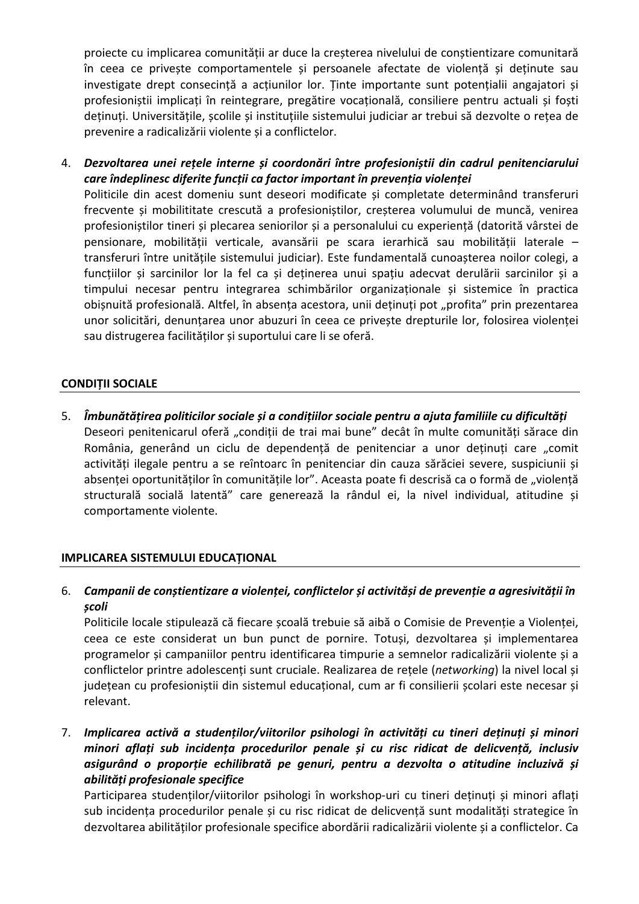proiecte cu implicarea comunității ar duce la creșterea nivelului de conștientizare comunitară în ceea ce privește comportamentele și persoanele afectate de violență și deținute sau investigate drept consecință a acțiunilor lor. Ținte importante sunt potențialii angajatori și profesioniștii implicați în reintegrare, pregătire vocațională, consiliere pentru actuali și foști deținuți. Universitățile, școlile și instituțiile sistemului judiciar ar trebui să dezvolte o rețea de prevenire a radicalizării violente și a conflictelor.

4. ***Dezvoltarea unei rețele interne și coordonări între profesioniștii din cadrul penitenciarului care îndeplinesc diferite funcții ca factor important în prevenția violenței***
   Politicile din acest domeniu sunt deseori modificate și completate determinând transferuri frecvente și mobilititate crescută a profesioniștilor, creșterea volumului de muncă, venirea profesioniștilor tineri și plecarea seniorilor și a personalului cu experiență (datorită vârstei de pensionare, mobilității verticale, avansării pe scara ierarhică sau mobilității laterale – transferuri între unitățile sistemului judiciar). Este fundamentală cunoașterea noilor colegi, a funcțiilor și sarcinilor lor la fel ca și deținerea unui spațiu adecvat derulării sarcinilor și a timpului necesar pentru integrarea schimbărilor organizaționale și sistemice în practica obișnuită profesională. Altfel, în absența acestora, unii deținuți pot „profita" prin prezentarea unor solicitări, denunțarea unor abuzuri în ceea ce privește drepturile lor, folosirea violenței sau distrugerea facilităților și suportului care li se oferă.

## CONDIȚII SOCIALE

5. ***Îmbunătățirea politicilor sociale și a condițiilor sociale pentru a ajuta familiile cu dificultăți***
   Deseori penitenicarul oferă „condiții de trai mai bune" decât în multe comunități sărace din România, generând un ciclu de dependență de penitenciar a unor deținuți care „comit activități ilegale pentru a se reîntoarc în penitenciar din cauza sărăciei severe, suspiciunii și absenței oportunităților în comunitățile lor". Aceasta poate fi descrisă ca o formă de „violență structurală socială latentă" care generează la rândul ei, la nivel individual, atitudine și comportamente violente.

## IMPLICAREA SISTEMULUI EDUCAȚIONAL

6. ***Campanii de conștientizare a violenței, conflictelor și activitășI de prevenție a agresivității în școli***
   Politicile locale stipulează că fiecare școală trebuie să aibă o Comisie de Prevenție a Violenței, ceea ce este considerat un bun punct de pornire. Totuși, dezvoltarea și implementarea programelor și campaniilor pentru identificarea timpurie a semnelor radicalizării violente și a conflictelor printre adolescenți sunt cruciale. Realizarea de rețele (*networking*) la nivel local și județean cu profesioniștii din sistemul educațional, cum ar fi consilierii școlari este necesar și relevant.

7. ***Implicarea activă a studenților/viitorilor psihologi în activități cu tineri deținuți și minori minori aflați sub incidența procedurilor penale și cu risc ridicat de delicvență, inclusiv asigurând o proporție echilibrată pe genuri, pentru a dezvolta o atitudine incluzivă și abilități profesionale specifice***
   Participarea studenților/viitorilor psihologi în workshop-uri cu tineri deținuți și minori aflați sub incidența procedurilor penale și cu risc ridicat de delicvență sunt modalități strategice în dezvoltarea abilităților profesionale specifice abordării radicalizării violente și a conflictelor. Ca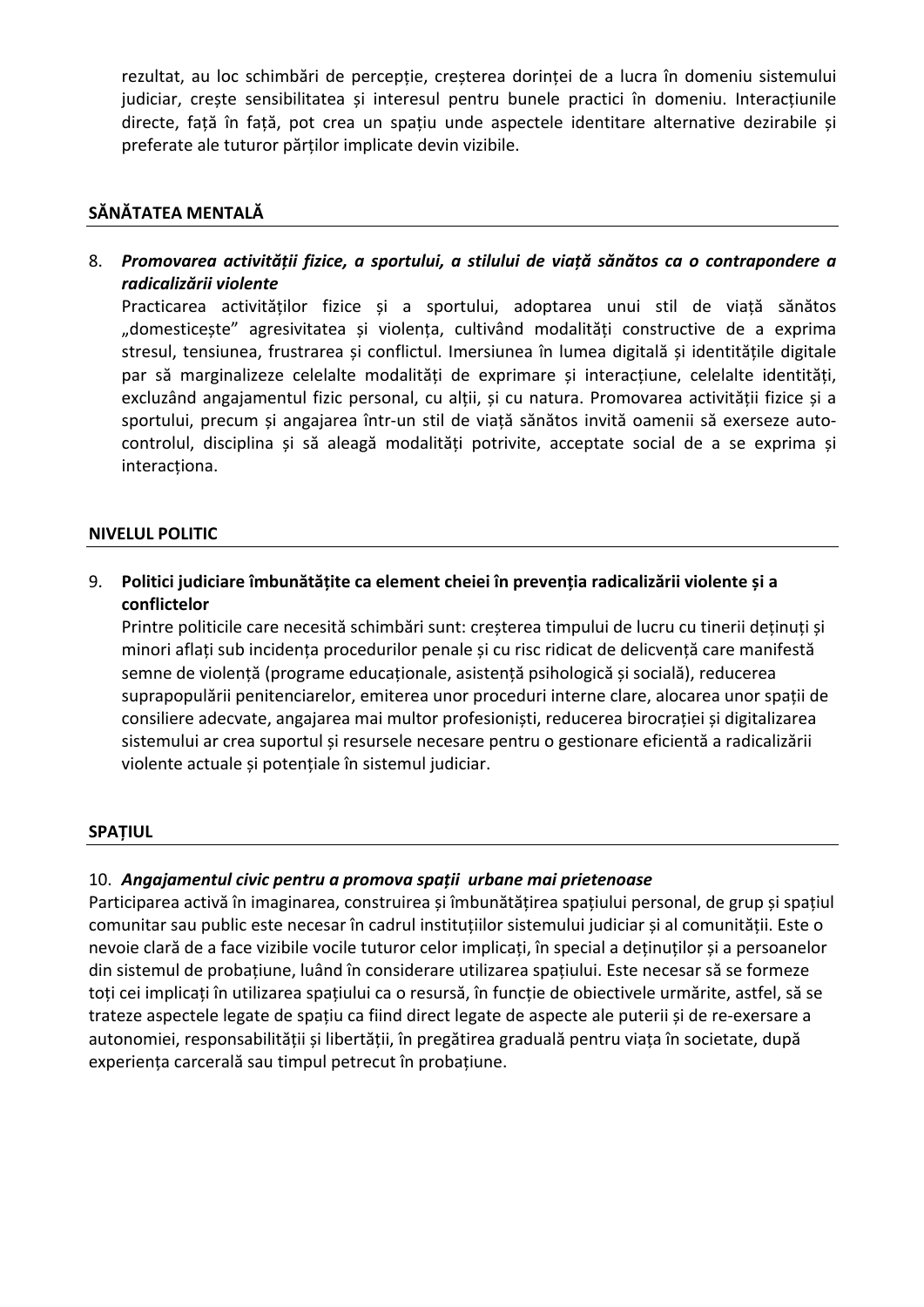rezultat, au loc schimbări de percepție, creșterea dorinței de a lucra în domeniu sistemului judiciar, crește sensibilitatea și interesul pentru bunele practici în domeniu. Interacțiunile directe, față în față, pot crea un spațiu unde aspectele identitare alternative dezirabile și preferate ale tuturor părților implicate devin vizibile.

## SĂNĂTATEA MENTALĂ

8. ***Promovarea activității fizice, a sportului, a stilului de viață sănătos ca o contrapondere a radicalizării violente***

   Practicarea activităților fizice și a sportului, adoptarea unui stil de viață sănătos „domesticește" agresivitatea și violența, cultivând modalități constructive de a exprima stresul, tensiunea, frustrarea și conflictul. Imersiunea în lumea digitală și identitățile digitale par să marginalizeze celelalte modalități de exprimare și interacțiune, celelalte identități, excluzând angajamentul fizic personal, cu alții, și cu natura. Promovarea activității fizice și a sportului, precum și angajarea într-un stil de viață sănătos invită oamenii să exerseze auto-controlul, disciplina și să aleagă modalități potrivite, acceptate social de a se exprima și interacționa.

## NIVELUL POLITIC

9. **Politici judiciare îmbunătățite ca element cheiei în prevenția radicalizării violente și a conflictelor**

   Printre politicile care necesită schimbări sunt: creșterea timpului de lucru cu tinerii deținuți și minori aflați sub incidența procedurilor penale și cu risc ridicat de delicvență care manifestă semne de violență (programe educaționale, asistență psihologică și socială), reducerea suprapopulării penitenciarelor, emiterea unor proceduri interne clare, alocarea unor spații de consiliere adecvate, angajarea mai multor profesioniști, reducerea birocrației și digitalizarea sistemului ar crea suportul și resursele necesare pentru o gestionare eficientă a radicalizării violente actuale și potențiale în sistemul judiciar.

## SPAȚIUL

10. ***Angajamentul civic pentru a promova spații urbane mai prietenoase***

Participarea activă în imaginarea, construirea și îmbunătățirea spațiului personal, de grup și spațiul comunitar sau public este necesar în cadrul instituțiilor sistemului judiciar și al comunității. Este o nevoie clară de a face vizibile vocile tuturor celor implicați, în special a deținuților și a persoanelor din sistemul de probațiune, luând în considerare utilizarea spațiului. Este necesar să se formeze toți cei implicați în utilizarea spațiului ca o resursă, în funcție de obiectivele urmărite, astfel, să se trateze aspectele legate de spațiu ca fiind direct legate de aspecte ale puterii și de re-exersare a autonomiei, responsabilității și libertății, în pregătirea graduală pentru viața în societate, după experiența carcerală sau timpul petrecut în probațiune.